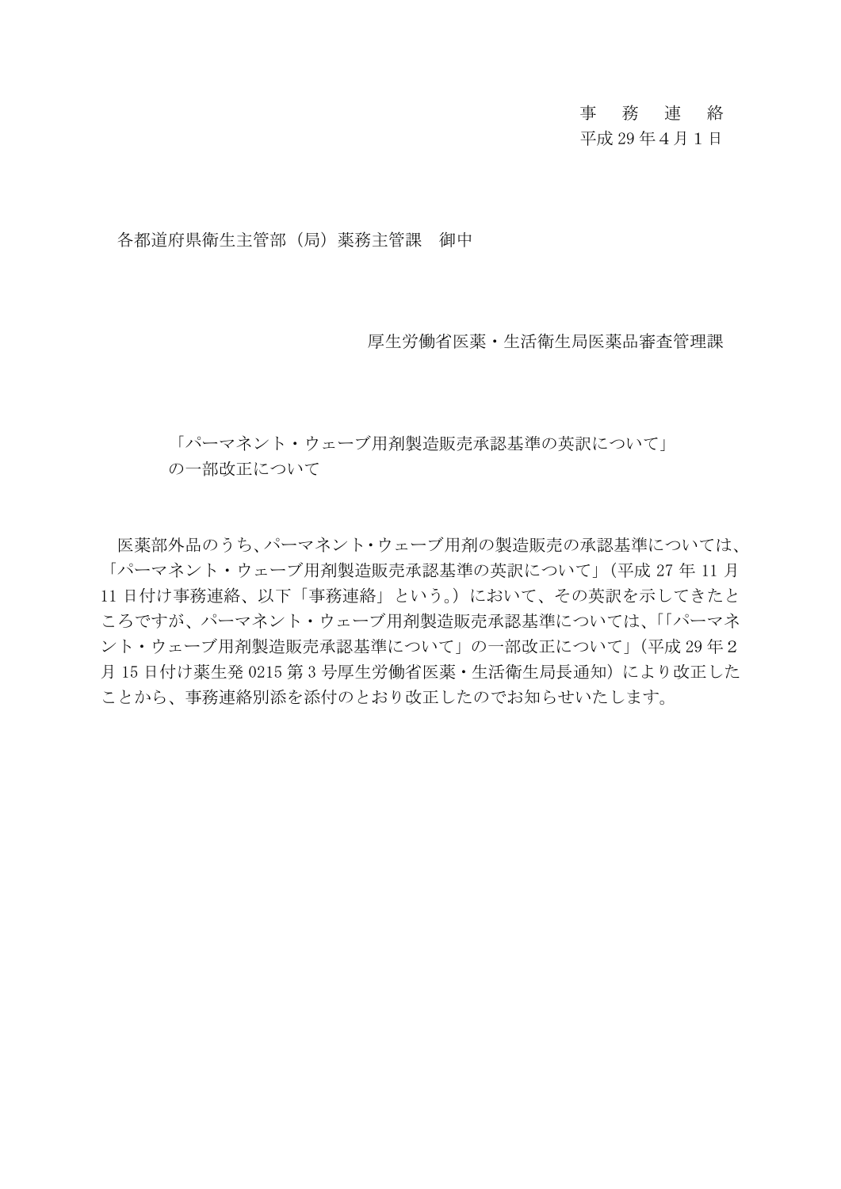事　務　連　絡
平成 29 年 4 月 1 日

各都道府県衛生主管部（局）薬務主管課　御中

厚生労働省医薬・生活衛生局医薬品審査管理課

「パーマネント・ウェーブ用剤製造販売承認基準の英訳について」
の一部改正について

医薬部外品のうち、パーマネント・ウェーブ用剤の製造販売の承認基準については、「パーマネント・ウェーブ用剤製造販売承認基準の英訳について」（平成 27 年 11 月 11 日付け事務連絡、以下「事務連絡」という。）において、その英訳を示してきたところですが、パーマネント・ウェーブ用剤製造販売承認基準については、「「パーマネント・ウェーブ用剤製造販売承認基準について」の一部改正について」（平成 29 年 2 月 15 日付け薬生発 0215 第 3 号厚生労働省医薬・生活衛生局長通知）により改正したことから、事務連絡別添を添付のとおり改正したのでお知らせいたします。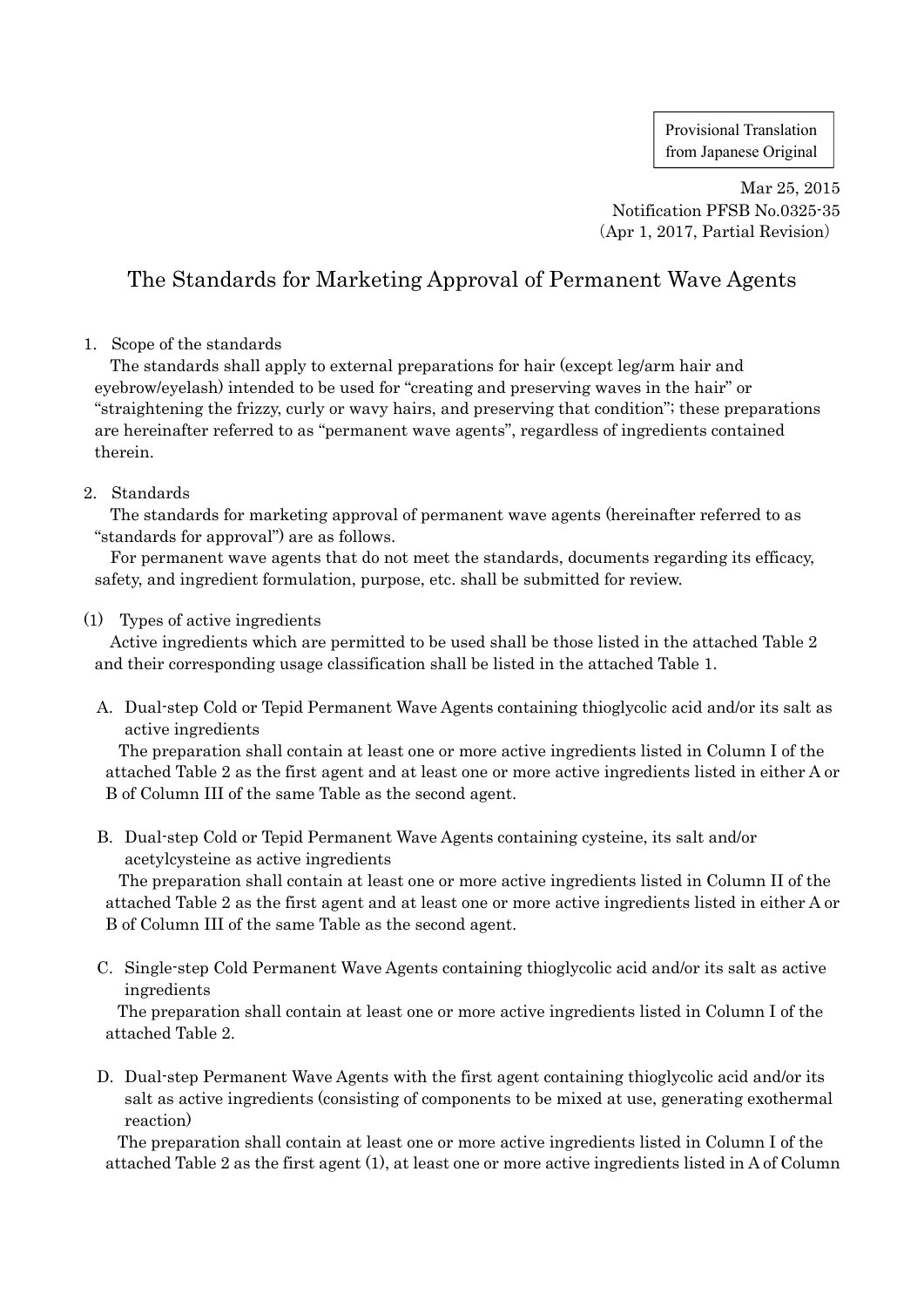Provisional Translation from Japanese Original

Mar 25, 2015
Notification PFSB No.0325-35
(Apr 1, 2017, Partial Revision)

# The Standards for Marketing Approval of Permanent Wave Agents

1. Scope of the standards

The standards shall apply to external preparations for hair (except leg/arm hair and eyebrow/eyelash) intended to be used for "creating and preserving waves in the hair" or "straightening the frizzy, curly or wavy hairs, and preserving that condition"; these preparations are hereinafter referred to as "permanent wave agents", regardless of ingredients contained therein.

2. Standards

The standards for marketing approval of permanent wave agents (hereinafter referred to as "standards for approval") are as follows.

For permanent wave agents that do not meet the standards, documents regarding its efficacy, safety, and ingredient formulation, purpose, etc. shall be submitted for review.

(1) Types of active ingredients

Active ingredients which are permitted to be used shall be those listed in the attached Table 2 and their corresponding usage classification shall be listed in the attached Table 1.

A. Dual-step Cold or Tepid Permanent Wave Agents containing thioglycolic acid and/or its salt as active ingredients

The preparation shall contain at least one or more active ingredients listed in Column I of the attached Table 2 as the first agent and at least one or more active ingredients listed in either A or B of Column III of the same Table as the second agent.

B. Dual-step Cold or Tepid Permanent Wave Agents containing cysteine, its salt and/or acetylcysteine as active ingredients

The preparation shall contain at least one or more active ingredients listed in Column II of the attached Table 2 as the first agent and at least one or more active ingredients listed in either A or B of Column III of the same Table as the second agent.

C. Single-step Cold Permanent Wave Agents containing thioglycolic acid and/or its salt as active ingredients

The preparation shall contain at least one or more active ingredients listed in Column I of the attached Table 2.

D. Dual-step Permanent Wave Agents with the first agent containing thioglycolic acid and/or its salt as active ingredients (consisting of components to be mixed at use, generating exothermal reaction)

The preparation shall contain at least one or more active ingredients listed in Column I of the attached Table 2 as the first agent (1), at least one or more active ingredients listed in A of Column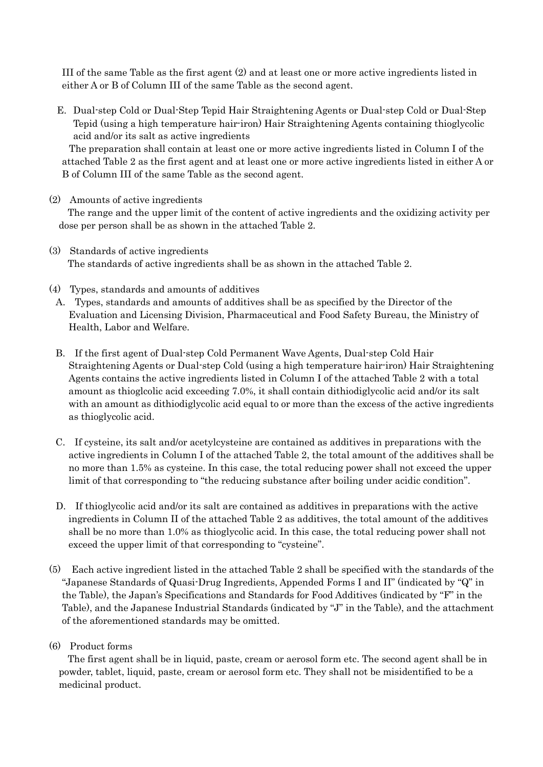III of the same Table as the first agent (2) and at least one or more active ingredients listed in either A or B of Column III of the same Table as the second agent.

E. Dual-step Cold or Dual-Step Tepid Hair Straightening Agents or Dual-step Cold or Dual-Step Tepid (using a high temperature hair-iron) Hair Straightening Agents containing thioglycolic acid and/or its salt as active ingredients

The preparation shall contain at least one or more active ingredients listed in Column I of the attached Table 2 as the first agent and at least one or more active ingredients listed in either A or B of Column III of the same Table as the second agent.

(2) Amounts of active ingredients

The range and the upper limit of the content of active ingredients and the oxidizing activity per dose per person shall be as shown in the attached Table 2.

(3) Standards of active ingredients

The standards of active ingredients shall be as shown in the attached Table 2.

(4) Types, standards and amounts of additives

A. Types, standards and amounts of additives shall be as specified by the Director of the Evaluation and Licensing Division, Pharmaceutical and Food Safety Bureau, the Ministry of Health, Labor and Welfare.

B. If the first agent of Dual-step Cold Permanent Wave Agents, Dual-step Cold Hair Straightening Agents or Dual-step Cold (using a high temperature hair-iron) Hair Straightening Agents contains the active ingredients listed in Column I of the attached Table 2 with a total amount as thioglcolic acid exceeding 7.0%, it shall contain dithiodiglycolic acid and/or its salt with an amount as dithiodiglycolic acid equal to or more than the excess of the active ingredients as thioglycolic acid.

C. If cysteine, its salt and/or acetylcysteine are contained as additives in preparations with the active ingredients in Column I of the attached Table 2, the total amount of the additives shall be no more than 1.5% as cysteine. In this case, the total reducing power shall not exceed the upper limit of that corresponding to "the reducing substance after boiling under acidic condition".

D. If thioglycolic acid and/or its salt are contained as additives in preparations with the active ingredients in Column II of the attached Table 2 as additives, the total amount of the additives shall be no more than 1.0% as thioglycolic acid. In this case, the total reducing power shall not exceed the upper limit of that corresponding to "cysteine".

(5) Each active ingredient listed in the attached Table 2 shall be specified with the standards of the "Japanese Standards of Quasi-Drug Ingredients, Appended Forms I and II" (indicated by "Q" in the Table), the Japan's Specifications and Standards for Food Additives (indicated by "F" in the Table), and the Japanese Industrial Standards (indicated by "J" in the Table), and the attachment of the aforementioned standards may be omitted.

(6) Product forms

The first agent shall be in liquid, paste, cream or aerosol form etc. The second agent shall be in powder, tablet, liquid, paste, cream or aerosol form etc. They shall not be misidentified to be a medicinal product.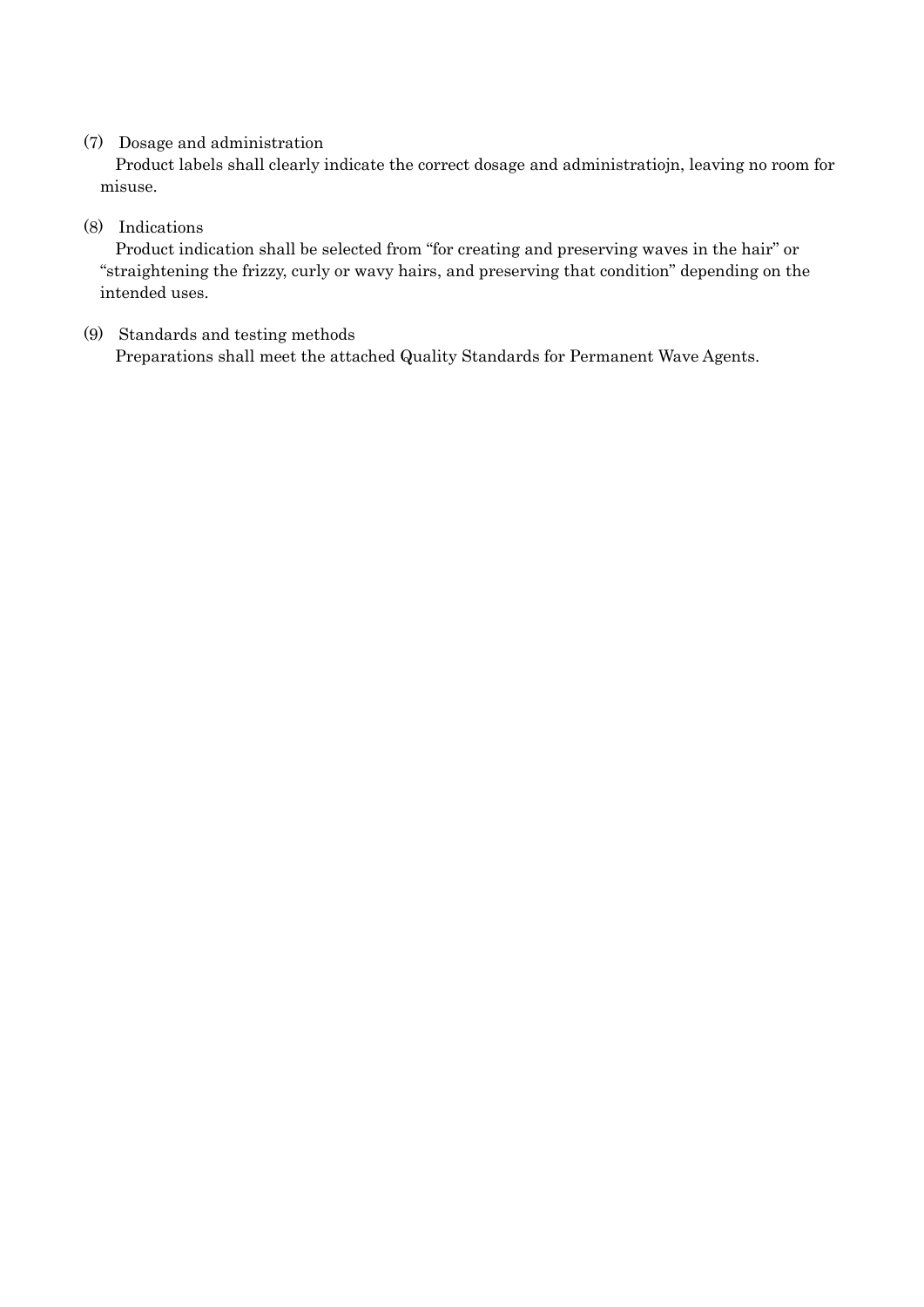(7) Dosage and administration

Product labels shall clearly indicate the correct dosage and administratiojn, leaving no room for misuse.

(8) Indications

Product indication shall be selected from “for creating and preserving waves in the hair” or “straightening the frizzy, curly or wavy hairs, and preserving that condition” depending on the intended uses.

(9) Standards and testing methods

Preparations shall meet the attached Quality Standards for Permanent Wave Agents.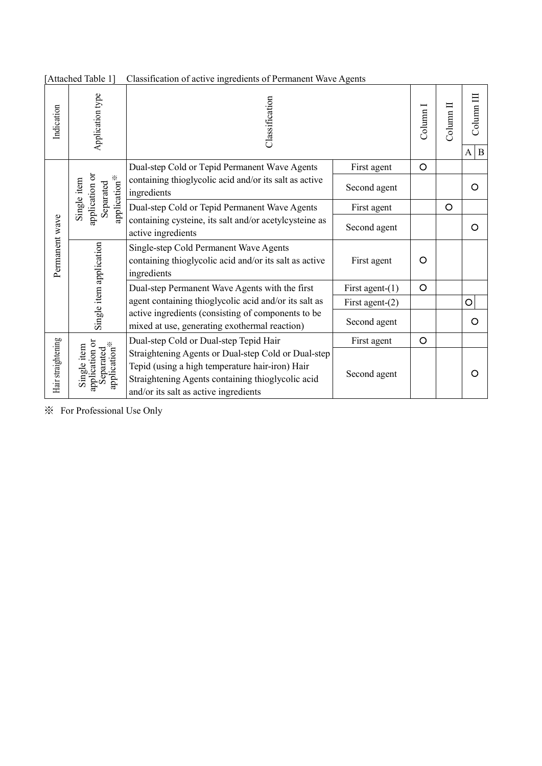[Attached Table 1] Classification of active ingredients of Permanent Wave Agents

| Indication | Application type | Classification | | Column I | Column II | Column III | |
|---|---|---|---|---|---|---|---|
| | | | | | | A | B |
| Permanent wave | Single item application or Separated application※ | Dual-step Cold or Tepid Permanent Wave Agents containing thioglycolic acid and/or its salt as active ingredients | First agent | ○ | | | |
| | | | Second agent | | | ○ | |
| | | Dual-step Cold or Tepid Permanent Wave Agents containing cysteine, its salt and/or acetylcysteine as active ingredients | First agent | | ○ | | |
| | | | Second agent | | | ○ | |
| | Single item application | Single-step Cold Permanent Wave Agents containing thioglycolic acid and/or its salt as active ingredients | First agent | ○ | | | |
| | | Dual-step Permanent Wave Agents with the first agent containing thioglycolic acid and/or its salt as active ingredients (consisting of components to be mixed at use, generating exothermal reaction) | First agent-(1) | ○ | | | |
| | | | First agent-(2) | | | ○ | |
| | | | Second agent | | | ○ | |
| Hair straightening | Single item application or Separated application※ | Dual-step Cold or Dual-step Tepid Hair Straightening Agents or Dual-step Cold or Dual-step Tepid (using a high temperature hair-iron) Hair Straightening Agents containing thioglycolic acid and/or its salt as active ingredients | First agent | ○ | | | |
| | | | Second agent | | | ○ | |

※ For Professional Use Only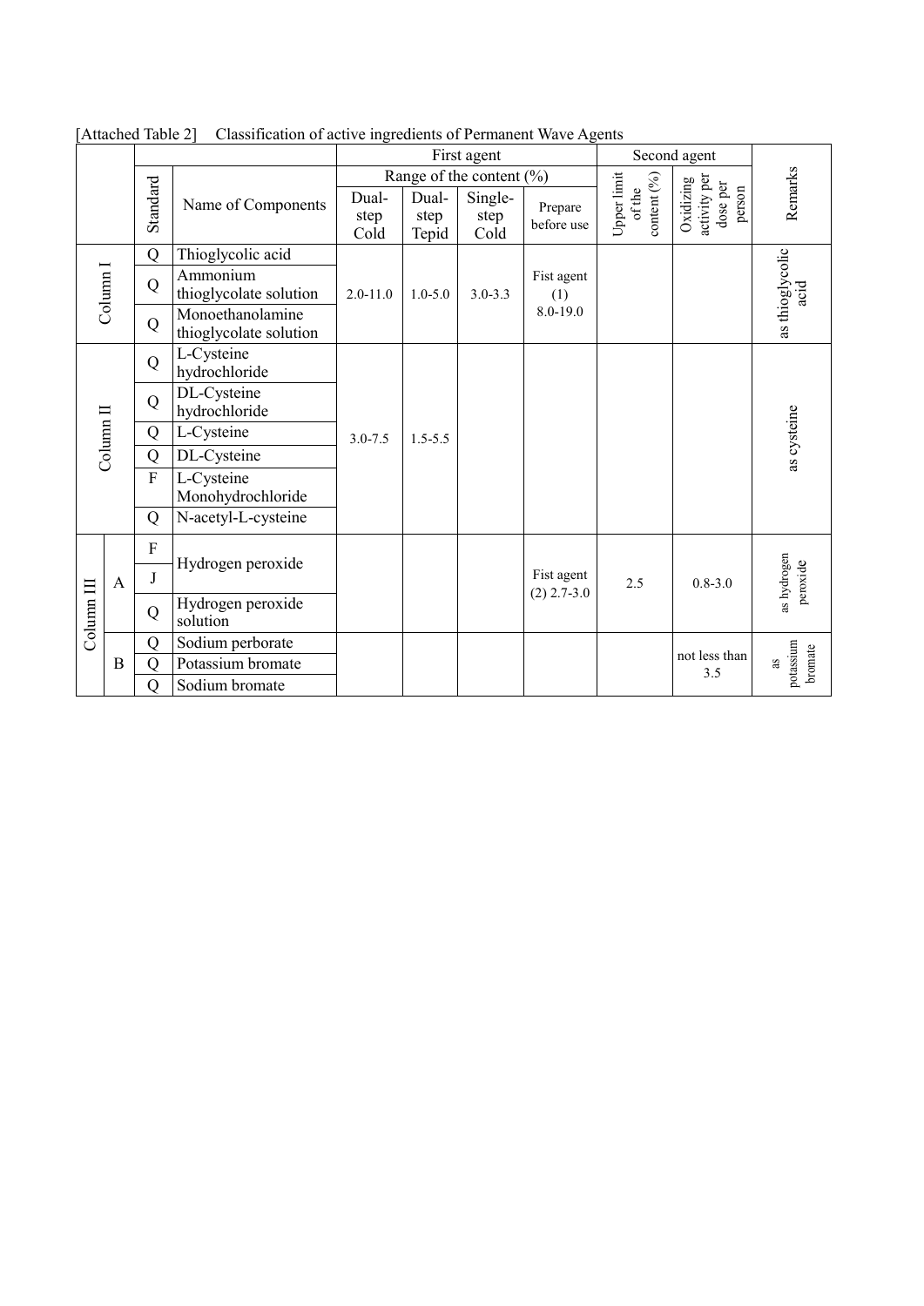[Attached Table 2]　Classification of active ingredients of Permanent Wave Agents

| | | | | First agent | | | | Second agent | | |
|---|---|---|---|---|---|---|---|---|---|---|
| | | | | Range of the content (%) | | | | | | |
| | | Standard | Name of Components | Dual-step Cold | Dual-step Tepid | Single-step Cold | Prepare before use | Upper limit of the content (%) | Oxidizing activity per dose per person | Remarks |
| Column I | | Q | Thioglycolic acid | 2.0-11.0 | 1.0-5.0 | 3.0-3.3 | Fist agent (1) 8.0-19.0 | | | as thioglycolic acid |
| | | Q | Ammonium thioglycolate solution | | | | | | | |
| | | Q | Monoethanolamine thioglycolate solution | | | | | | | |
| Column II | | Q | L-Cysteine hydrochloride | 3.0-7.5 | 1.5-5.5 | | | | | as cysteine |
| | | Q | DL-Cysteine hydrochloride | | | | | | | |
| | | Q | L-Cysteine | | | | | | | |
| | | Q | DL-Cysteine | | | | | | | |
| | | F | L-Cysteine Monohydrochloride | | | | | | | |
| | | Q | N-acetyl-L-cysteine | | | | | | | |
| Column III | A | F | Hydrogen peroxide | | | | Fist agent (2) 2.7-3.0 | 2.5 | 0.8-3.0 | as hydrogen peroxide |
| | | J | | | | | | | | |
| | | Q | Hydrogen peroxide solution | | | | | | | |
| | B | Q | Sodium perborate | | | | | | not less than 3.5 | as potassium bromate |
| | | Q | Potassium bromate | | | | | | | |
| | | Q | Sodium bromate | | | | | | | |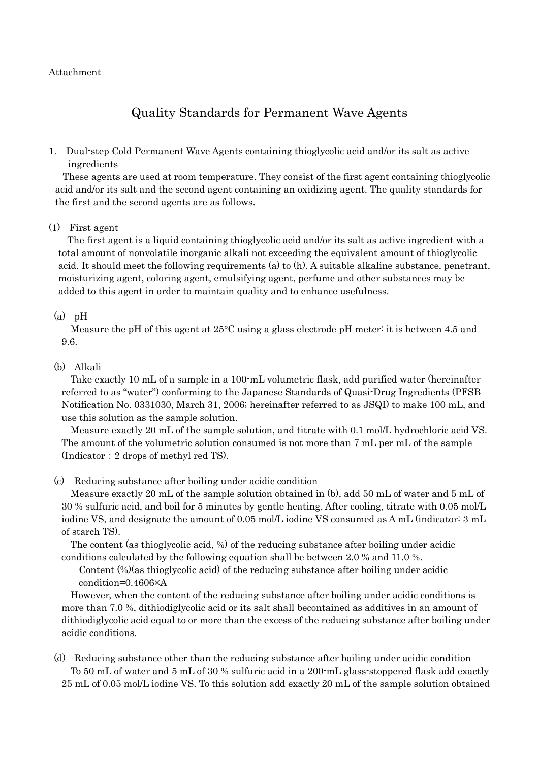Attachment

# Quality Standards for Permanent Wave Agents

1. Dual-step Cold Permanent Wave Agents containing thioglycolic acid and/or its salt as active ingredients

These agents are used at room temperature. They consist of the first agent containing thioglycolic acid and/or its salt and the second agent containing an oxidizing agent. The quality standards for the first and the second agents are as follows.

(1) First agent

The first agent is a liquid containing thioglycolic acid and/or its salt as active ingredient with a total amount of nonvolatile inorganic alkali not exceeding the equivalent amount of thioglycolic acid. It should meet the following requirements (a) to (h). A suitable alkaline substance, penetrant, moisturizing agent, coloring agent, emulsifying agent, perfume and other substances may be added to this agent in order to maintain quality and to enhance usefulness.

(a) pH

Measure the pH of this agent at 25°C using a glass electrode pH meter: it is between 4.5 and 9.6.

(b) Alkali

Take exactly 10 mL of a sample in a 100-mL volumetric flask, add purified water (hereinafter referred to as "water") conforming to the Japanese Standards of Quasi-Drug Ingredients (PFSB Notification No. 0331030, March 31, 2006; hereinafter referred to as JSQI) to make 100 mL, and use this solution as the sample solution.

Measure exactly 20 mL of the sample solution, and titrate with 0.1 mol/L hydrochloric acid VS. The amount of the volumetric solution consumed is not more than 7 mL per mL of the sample (Indicator : 2 drops of methyl red TS).

(c) Reducing substance after boiling under acidic condition

Measure exactly 20 mL of the sample solution obtained in (b), add 50 mL of water and 5 mL of 30 % sulfuric acid, and boil for 5 minutes by gentle heating. After cooling, titrate with 0.05 mol/L iodine VS, and designate the amount of 0.05 mol/L iodine VS consumed as A mL (indicator: 3 mL of starch TS).

The content (as thioglycolic acid, %) of the reducing substance after boiling under acidic conditions calculated by the following equation shall be between 2.0 % and 11.0 %.

Content (%)(as thioglycolic acid) of the reducing substance after boiling under acidic condition $=0.4606\times A$

However, when the content of the reducing substance after boiling under acidic conditions is more than 7.0 %, dithiodiglycolic acid or its salt shall becontained as additives in an amount of dithiodiglycolic acid equal to or more than the excess of the reducing substance after boiling under acidic conditions.

(d) Reducing substance other than the reducing substance after boiling under acidic condition

To 50 mL of water and 5 mL of 30 % sulfuric acid in a 200-mL glass-stoppered flask add exactly 25 mL of 0.05 mol/L iodine VS. To this solution add exactly 20 mL of the sample solution obtained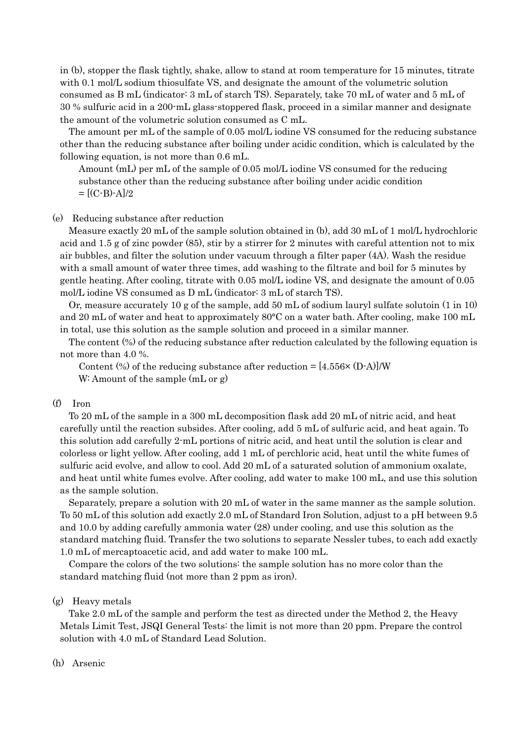in (b), stopper the flask tightly, shake, allow to stand at room temperature for 15 minutes, titrate with 0.1 mol/L sodium thiosulfate VS, and designate the amount of the volumetric solution consumed as B mL (indicator: 3 mL of starch TS). Separately, take 70 mL of water and 5 mL of 30 % sulfuric acid in a 200-mL glass-stoppered flask, proceed in a similar manner and designate the amount of the volumetric solution consumed as C mL.

The amount per mL of the sample of 0.05 mol/L iodine VS consumed for the reducing substance other than the reducing substance after boiling under acidic condition, which is calculated by the following equation, is not more than 0.6 mL.

Amount (mL) per mL of the sample of 0.05 mol/L iodine VS consumed for the reducing substance other than the reducing substance after boiling under acidic condition
$= [(C-B)-A]/2$

(e) Reducing substance after reduction

Measure exactly 20 mL of the sample solution obtained in (b), add 30 mL of 1 mol/L hydrochloric acid and 1.5 g of zinc powder (85), stir by a stirrer for 2 minutes with careful attention not to mix air bubbles, and filter the solution under vacuum through a filter paper (4A). Wash the residue with a small amount of water three times, add washing to the filtrate and boil for 5 minutes by gentle heating. After cooling, titrate with 0.05 mol/L iodine VS, and designate the amount of 0.05 mol/L iodine VS consumed as D mL (indicator: 3 mL of starch TS).

Or, measure accurately 10 g of the sample, add 50 mL of sodium lauryl sulfate solutoin (1 in 10) and 20 mL of water and heat to approximately 80°C on a water bath. After cooling, make 100 mL in total, use this solution as the sample solution and proceed in a similar manner.

The content (%) of the reducing substance after reduction calculated by the following equation is not more than 4.0 %.

Content (%) of the reducing substance after reduction $= [4.556\times (D-A)]/W$
W: Amount of the sample (mL or g)

(f) Iron

To 20 mL of the sample in a 300 mL decomposition flask add 20 mL of nitric acid, and heat carefully until the reaction subsides. After cooling, add 5 mL of sulfuric acid, and heat again. To this solution add carefully 2-mL portions of nitric acid, and heat until the solution is clear and colorless or light yellow. After cooling, add 1 mL of perchloric acid, heat until the white fumes of sulfuric acid evolve, and allow to cool. Add 20 mL of a saturated solution of ammonium oxalate, and heat until white fumes evolve. After cooling, add water to make 100 mL, and use this solution as the sample solution.

Separately, prepare a solution with 20 mL of water in the same manner as the sample solution. To 50 mL of this solution add exactly 2.0 mL of Standard Iron Solution, adjust to a pH between 9.5 and 10.0 by adding carefully ammonia water (28) under cooling, and use this solution as the standard matching fluid. Transfer the two solutions to separate Nessler tubes, to each add exactly 1.0 mL of mercaptoacetic acid, and add water to make 100 mL.

Compare the colors of the two solutions: the sample solution has no more color than the standard matching fluid (not more than 2 ppm as iron).

(g) Heavy metals

Take 2.0 mL of the sample and perform the test as directed under the Method 2, the Heavy Metals Limit Test, JSQI General Tests: the limit is not more than 20 ppm. Prepare the control solution with 4.0 mL of Standard Lead Solution.

(h) Arsenic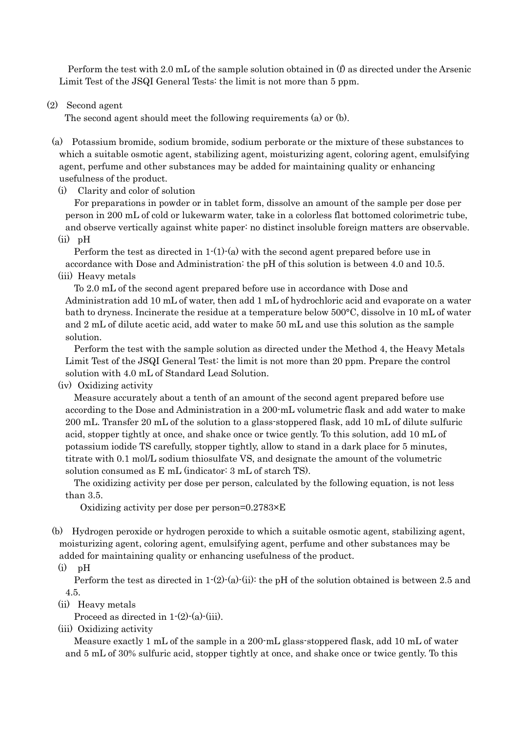Perform the test with 2.0 mL of the sample solution obtained in (f) as directed under the Arsenic Limit Test of the JSQI General Tests: the limit is not more than 5 ppm.

(2) Second agent

The second agent should meet the following requirements (a) or (b).

(a) Potassium bromide, sodium bromide, sodium perborate or the mixture of these substances to which a suitable osmotic agent, stabilizing agent, moisturizing agent, coloring agent, emulsifying agent, perfume and other substances may be added for maintaining quality or enhancing usefulness of the product.

(i) Clarity and color of solution

For preparations in powder or in tablet form, dissolve an amount of the sample per dose per person in 200 mL of cold or lukewarm water, take in a colorless flat bottomed colorimetric tube, and observe vertically against white paper: no distinct insoluble foreign matters are observable.

(ii) pH

Perform the test as directed in 1-(1)-(a) with the second agent prepared before use in accordance with Dose and Administration: the pH of this solution is between 4.0 and 10.5.

(iii) Heavy metals

To 2.0 mL of the second agent prepared before use in accordance with Dose and Administration add 10 mL of water, then add 1 mL of hydrochloric acid and evaporate on a water bath to dryness. Incinerate the residue at a temperature below 500°C, dissolve in 10 mL of water and 2 mL of dilute acetic acid, add water to make 50 mL and use this solution as the sample solution.

Perform the test with the sample solution as directed under the Method 4, the Heavy Metals Limit Test of the JSQI General Test: the limit is not more than 20 ppm. Prepare the control solution with 4.0 mL of Standard Lead Solution.

(iv) Oxidizing activity

Measure accurately about a tenth of an amount of the second agent prepared before use according to the Dose and Administration in a 200-mL volumetric flask and add water to make 200 mL. Transfer 20 mL of the solution to a glass-stoppered flask, add 10 mL of dilute sulfuric acid, stopper tightly at once, and shake once or twice gently. To this solution, add 10 mL of potassium iodide TS carefully, stopper tightly, allow to stand in a dark place for 5 minutes, titrate with 0.1 mol/L sodium thiosulfate VS, and designate the amount of the volumetric solution consumed as E mL (indicator: 3 mL of starch TS).

The oxidizing activity per dose per person, calculated by the following equation, is not less than 3.5.

$$\text{Oxidizing activity per dose per person} = 0.2783 \times E$$

(b) Hydrogen peroxide or hydrogen peroxide to which a suitable osmotic agent, stabilizing agent, moisturizing agent, coloring agent, emulsifying agent, perfume and other substances may be added for maintaining quality or enhancing usefulness of the product.

(i) pH

Perform the test as directed in 1-(2)-(a)-(ii): the pH of the solution obtained is between 2.5 and 4.5.

(ii) Heavy metals

Proceed as directed in 1-(2)-(a)-(iii).

(iii) Oxidizing activity

Measure exactly 1 mL of the sample in a 200-mL glass-stoppered flask, add 10 mL of water and 5 mL of 30% sulfuric acid, stopper tightly at once, and shake once or twice gently. To this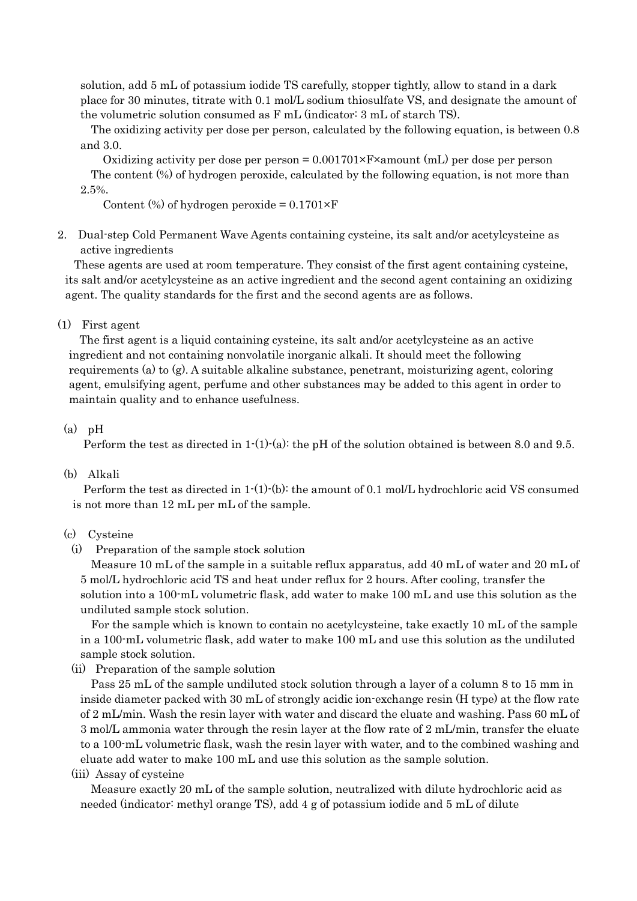solution, add 5 mL of potassium iodide TS carefully, stopper tightly, allow to stand in a dark place for 30 minutes, titrate with 0.1 mol/L sodium thiosulfate VS, and designate the amount of the volumetric solution consumed as F mL (indicator: 3 mL of starch TS).

The oxidizing activity per dose per person, calculated by the following equation, is between 0.8 and 3.0.

Oxidizing activity per dose per person = $0.001701 \times F \times$ amount (mL) per dose per person

The content (%) of hydrogen peroxide, calculated by the following equation, is not more than 2.5%.

Content (%) of hydrogen peroxide = $0.1701 \times F$

2. Dual-step Cold Permanent Wave Agents containing cysteine, its salt and/or acetylcysteine as active ingredients

These agents are used at room temperature. They consist of the first agent containing cysteine, its salt and/or acetylcysteine as an active ingredient and the second agent containing an oxidizing agent. The quality standards for the first and the second agents are as follows.

(1) First agent

The first agent is a liquid containing cysteine, its salt and/or acetylcysteine as an active ingredient and not containing nonvolatile inorganic alkali. It should meet the following requirements (a) to (g). A suitable alkaline substance, penetrant, moisturizing agent, coloring agent, emulsifying agent, perfume and other substances may be added to this agent in order to maintain quality and to enhance usefulness.

(a) pH

Perform the test as directed in 1-(1)-(a): the pH of the solution obtained is between 8.0 and 9.5.

(b) Alkali

Perform the test as directed in 1-(1)-(b): the amount of 0.1 mol/L hydrochloric acid VS consumed is not more than 12 mL per mL of the sample.

(c) Cysteine

(i) Preparation of the sample stock solution

Measure 10 mL of the sample in a suitable reflux apparatus, add 40 mL of water and 20 mL of 5 mol/L hydrochloric acid TS and heat under reflux for 2 hours. After cooling, transfer the solution into a 100-mL volumetric flask, add water to make 100 mL and use this solution as the undiluted sample stock solution.

For the sample which is known to contain no acetylcysteine, take exactly 10 mL of the sample in a 100-mL volumetric flask, add water to make 100 mL and use this solution as the undiluted sample stock solution.

(ii) Preparation of the sample solution

Pass 25 mL of the sample undiluted stock solution through a layer of a column 8 to 15 mm in inside diameter packed with 30 mL of strongly acidic ion-exchange resin (H type) at the flow rate of 2 mL/min. Wash the resin layer with water and discard the eluate and washing. Pass 60 mL of 3 mol/L ammonia water through the resin layer at the flow rate of 2 mL/min, transfer the eluate to a 100-mL volumetric flask, wash the resin layer with water, and to the combined washing and eluate add water to make 100 mL and use this solution as the sample solution.

(iii) Assay of cysteine

Measure exactly 20 mL of the sample solution, neutralized with dilute hydrochloric acid as needed (indicator: methyl orange TS), add 4 g of potassium iodide and 5 mL of dilute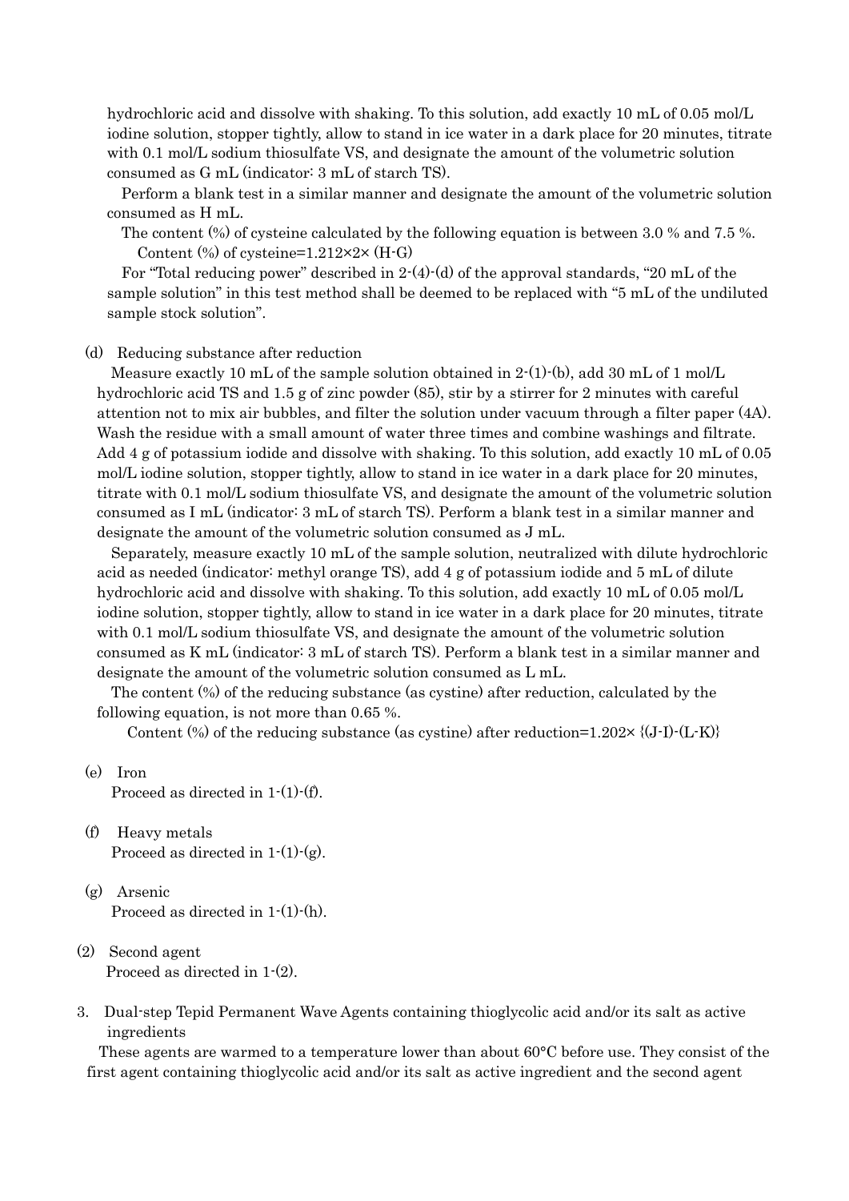hydrochloric acid and dissolve with shaking. To this solution, add exactly 10 mL of 0.05 mol/L iodine solution, stopper tightly, allow to stand in ice water in a dark place for 20 minutes, titrate with 0.1 mol/L sodium thiosulfate VS, and designate the amount of the volumetric solution consumed as G mL (indicator: 3 mL of starch TS).

Perform a blank test in a similar manner and designate the amount of the volumetric solution consumed as H mL.

The content (%) of cysteine calculated by the following equation is between 3.0 % and 7.5 %.

Content (%) of cysteine $=1.212\times2\times(H-G)$

For "Total reducing power" described in 2-(4)-(d) of the approval standards, "20 mL of the sample solution" in this test method shall be deemed to be replaced with "5 mL of the undiluted sample stock solution".

(d) Reducing substance after reduction

Measure exactly 10 mL of the sample solution obtained in 2-(1)-(b), add 30 mL of 1 mol/L hydrochloric acid TS and 1.5 g of zinc powder (85), stir by a stirrer for 2 minutes with careful attention not to mix air bubbles, and filter the solution under vacuum through a filter paper (4A). Wash the residue with a small amount of water three times and combine washings and filtrate. Add 4 g of potassium iodide and dissolve with shaking. To this solution, add exactly 10 mL of 0.05 mol/L iodine solution, stopper tightly, allow to stand in ice water in a dark place for 20 minutes, titrate with 0.1 mol/L sodium thiosulfate VS, and designate the amount of the volumetric solution consumed as I mL (indicator: 3 mL of starch TS). Perform a blank test in a similar manner and designate the amount of the volumetric solution consumed as J mL.

Separately, measure exactly 10 mL of the sample solution, neutralized with dilute hydrochloric acid as needed (indicator: methyl orange TS), add 4 g of potassium iodide and 5 mL of dilute hydrochloric acid and dissolve with shaking. To this solution, add exactly 10 mL of 0.05 mol/L iodine solution, stopper tightly, allow to stand in ice water in a dark place for 20 minutes, titrate with 0.1 mol/L sodium thiosulfate VS, and designate the amount of the volumetric solution consumed as K mL (indicator: 3 mL of starch TS). Perform a blank test in a similar manner and designate the amount of the volumetric solution consumed as L mL.

The content (%) of the reducing substance (as cystine) after reduction, calculated by the following equation, is not more than 0.65 %.

Content (%) of the reducing substance (as cystine) after reduction $=1.202\times\{(J-I)-(L-K)\}$

(e) Iron

Proceed as directed in 1-(1)-(f).

(f) Heavy metals

Proceed as directed in 1-(1)-(g).

(g) Arsenic

Proceed as directed in 1-(1)-(h).

(2) Second agent

Proceed as directed in 1-(2).

3. Dual-step Tepid Permanent Wave Agents containing thioglycolic acid and/or its salt as active ingredients

These agents are warmed to a temperature lower than about 60°C before use. They consist of the first agent containing thioglycolic acid and/or its salt as active ingredient and the second agent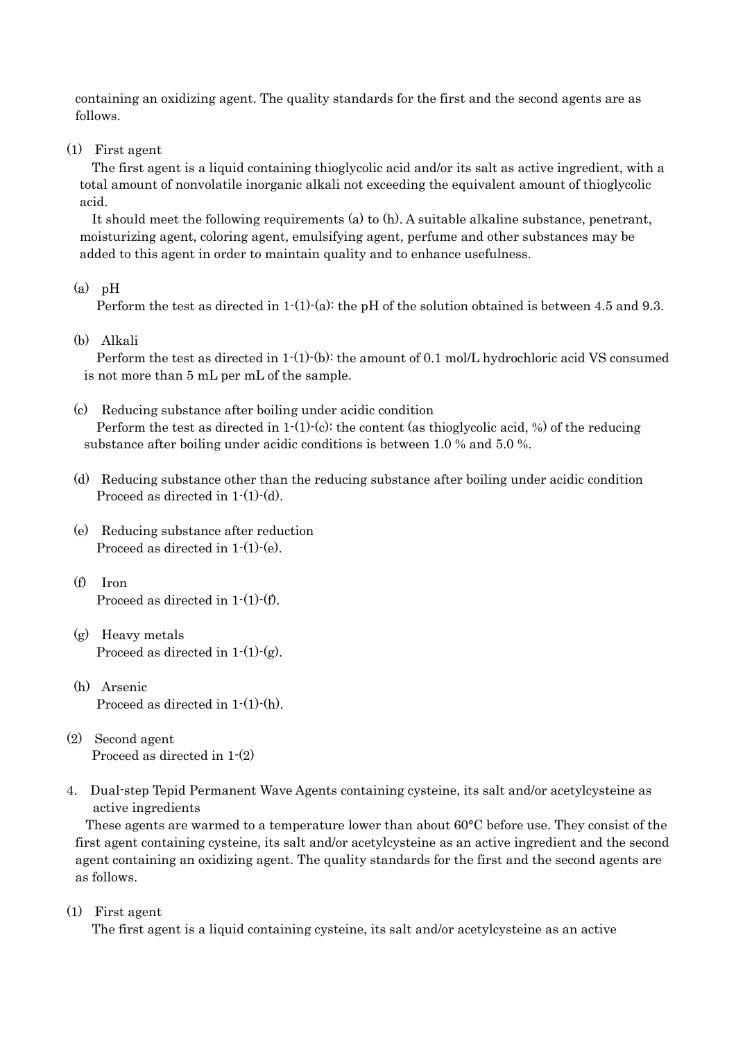containing an oxidizing agent. The quality standards for the first and the second agents are as follows.

(1) First agent

The first agent is a liquid containing thioglycolic acid and/or its salt as active ingredient, with a total amount of nonvolatile inorganic alkali not exceeding the equivalent amount of thioglycolic acid.

It should meet the following requirements (a) to (h). A suitable alkaline substance, penetrant, moisturizing agent, coloring agent, emulsifying agent, perfume and other substances may be added to this agent in order to maintain quality and to enhance usefulness.

(a) pH

Perform the test as directed in 1-(1)-(a): the pH of the solution obtained is between 4.5 and 9.3.

(b) Alkali

Perform the test as directed in 1-(1)-(b): the amount of 0.1 mol/L hydrochloric acid VS consumed is not more than 5 mL per mL of the sample.

(c) Reducing substance after boiling under acidic condition

Perform the test as directed in 1-(1)-(c): the content (as thioglycolic acid, %) of the reducing substance after boiling under acidic conditions is between 1.0 % and 5.0 %.

(d) Reducing substance other than the reducing substance after boiling under acidic condition

Proceed as directed in 1-(1)-(d).

(e) Reducing substance after reduction

Proceed as directed in 1-(1)-(e).

(f) Iron

Proceed as directed in 1-(1)-(f).

(g) Heavy metals

Proceed as directed in 1-(1)-(g).

(h) Arsenic

Proceed as directed in 1-(1)-(h).

(2) Second agent

Proceed as directed in 1-(2)

4. Dual-step Tepid Permanent Wave Agents containing cysteine, its salt and/or acetylcysteine as active ingredients

These agents are warmed to a temperature lower than about 60°C before use. They consist of the first agent containing cysteine, its salt and/or acetylcysteine as an active ingredient and the second agent containing an oxidizing agent. The quality standards for the first and the second agents are as follows.

(1) First agent

The first agent is a liquid containing cysteine, its salt and/or acetylcysteine as an active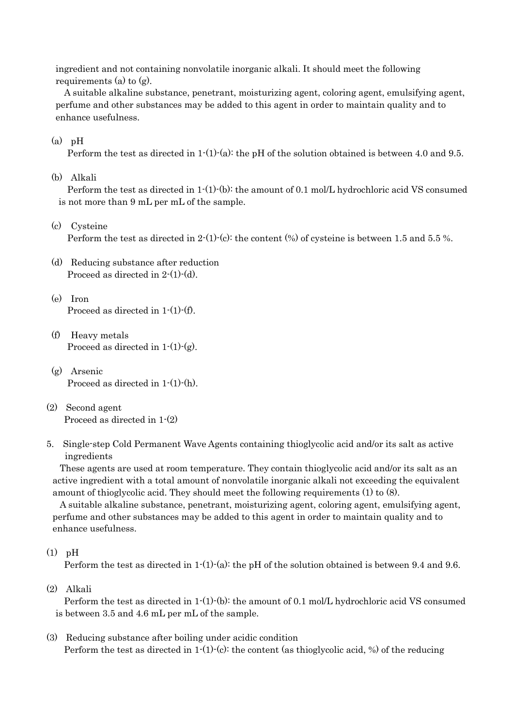ingredient and not containing nonvolatile inorganic alkali. It should meet the following requirements (a) to (g).

A suitable alkaline substance, penetrant, moisturizing agent, coloring agent, emulsifying agent, perfume and other substances may be added to this agent in order to maintain quality and to enhance usefulness.

(a) pH

Perform the test as directed in 1-(1)-(a): the pH of the solution obtained is between 4.0 and 9.5.

(b) Alkali

Perform the test as directed in 1-(1)-(b): the amount of 0.1 mol/L hydrochloric acid VS consumed is not more than 9 mL per mL of the sample.

(c) Cysteine

Perform the test as directed in 2-(1)-(c): the content (%) of cysteine is between 1.5 and 5.5 %.

(d) Reducing substance after reduction

Proceed as directed in 2-(1)-(d).

(e) Iron

Proceed as directed in 1-(1)-(f).

(f) Heavy metals

Proceed as directed in 1-(1)-(g).

(g) Arsenic

Proceed as directed in 1-(1)-(h).

(2) Second agent

Proceed as directed in 1-(2)

5. Single-step Cold Permanent Wave Agents containing thioglycolic acid and/or its salt as active ingredients

These agents are used at room temperature. They contain thioglycolic acid and/or its salt as an active ingredient with a total amount of nonvolatile inorganic alkali not exceeding the equivalent amount of thioglycolic acid. They should meet the following requirements (1) to (8).

A suitable alkaline substance, penetrant, moisturizing agent, coloring agent, emulsifying agent, perfume and other substances may be added to this agent in order to maintain quality and to enhance usefulness.

(1) pH

Perform the test as directed in 1-(1)-(a): the pH of the solution obtained is between 9.4 and 9.6.

(2) Alkali

Perform the test as directed in 1-(1)-(b): the amount of 0.1 mol/L hydrochloric acid VS consumed is between 3.5 and 4.6 mL per mL of the sample.

(3) Reducing substance after boiling under acidic condition

Perform the test as directed in 1-(1)-(c): the content (as thioglycolic acid, %) of the reducing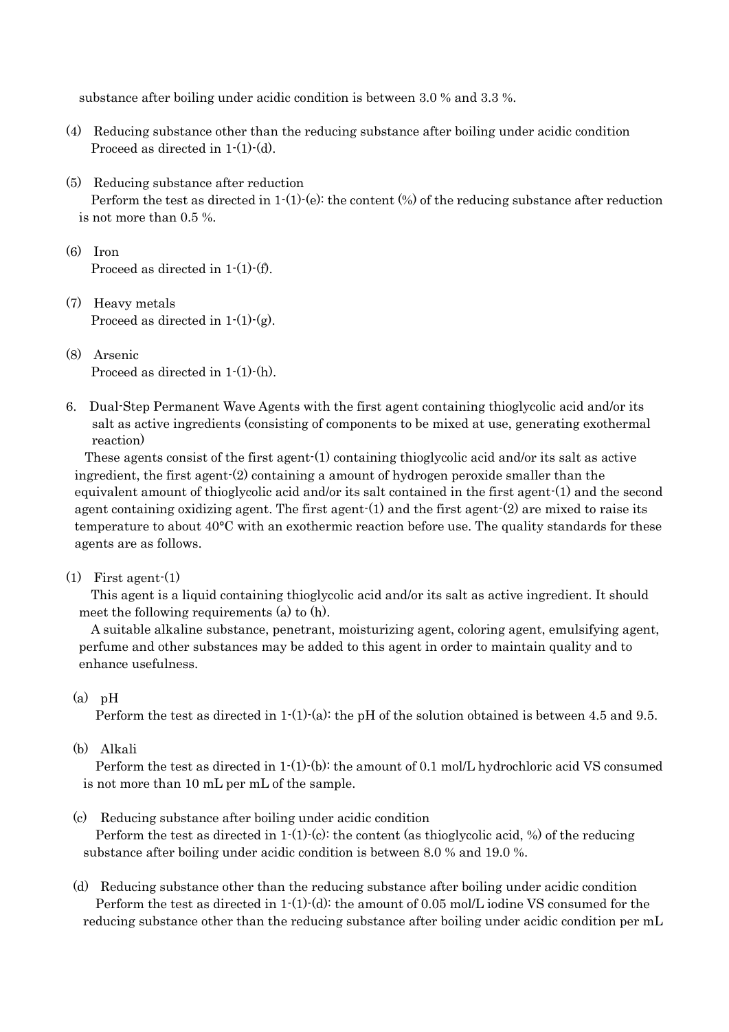substance after boiling under acidic condition is between 3.0 % and 3.3 %.

(4) Reducing substance other than the reducing substance after boiling under acidic condition

Proceed as directed in 1-(1)-(d).

(5) Reducing substance after reduction

Perform the test as directed in 1-(1)-(e): the content (%) of the reducing substance after reduction is not more than 0.5 %.

(6) Iron

Proceed as directed in 1-(1)-(f).

(7) Heavy metals

Proceed as directed in 1-(1)-(g).

(8) Arsenic

Proceed as directed in 1-(1)-(h).

6. Dual-Step Permanent Wave Agents with the first agent containing thioglycolic acid and/or its salt as active ingredients (consisting of components to be mixed at use, generating exothermal reaction)

These agents consist of the first agent-(1) containing thioglycolic acid and/or its salt as active ingredient, the first agent-(2) containing a amount of hydrogen peroxide smaller than the equivalent amount of thioglycolic acid and/or its salt contained in the first agent-(1) and the second agent containing oxidizing agent. The first agent-(1) and the first agent-(2) are mixed to raise its temperature to about 40°C with an exothermic reaction before use. The quality standards for these agents are as follows.

(1) First agent-(1)

This agent is a liquid containing thioglycolic acid and/or its salt as active ingredient. It should meet the following requirements (a) to (h).

A suitable alkaline substance, penetrant, moisturizing agent, coloring agent, emulsifying agent, perfume and other substances may be added to this agent in order to maintain quality and to enhance usefulness.

(a) pH

Perform the test as directed in 1-(1)-(a): the pH of the solution obtained is between 4.5 and 9.5.

(b) Alkali

Perform the test as directed in 1-(1)-(b): the amount of 0.1 mol/L hydrochloric acid VS consumed is not more than 10 mL per mL of the sample.

(c) Reducing substance after boiling under acidic condition

Perform the test as directed in 1-(1)-(c): the content (as thioglycolic acid, %) of the reducing substance after boiling under acidic condition is between 8.0 % and 19.0 %.

(d) Reducing substance other than the reducing substance after boiling under acidic condition

Perform the test as directed in 1-(1)-(d): the amount of 0.05 mol/L iodine VS consumed for the reducing substance other than the reducing substance after boiling under acidic condition per mL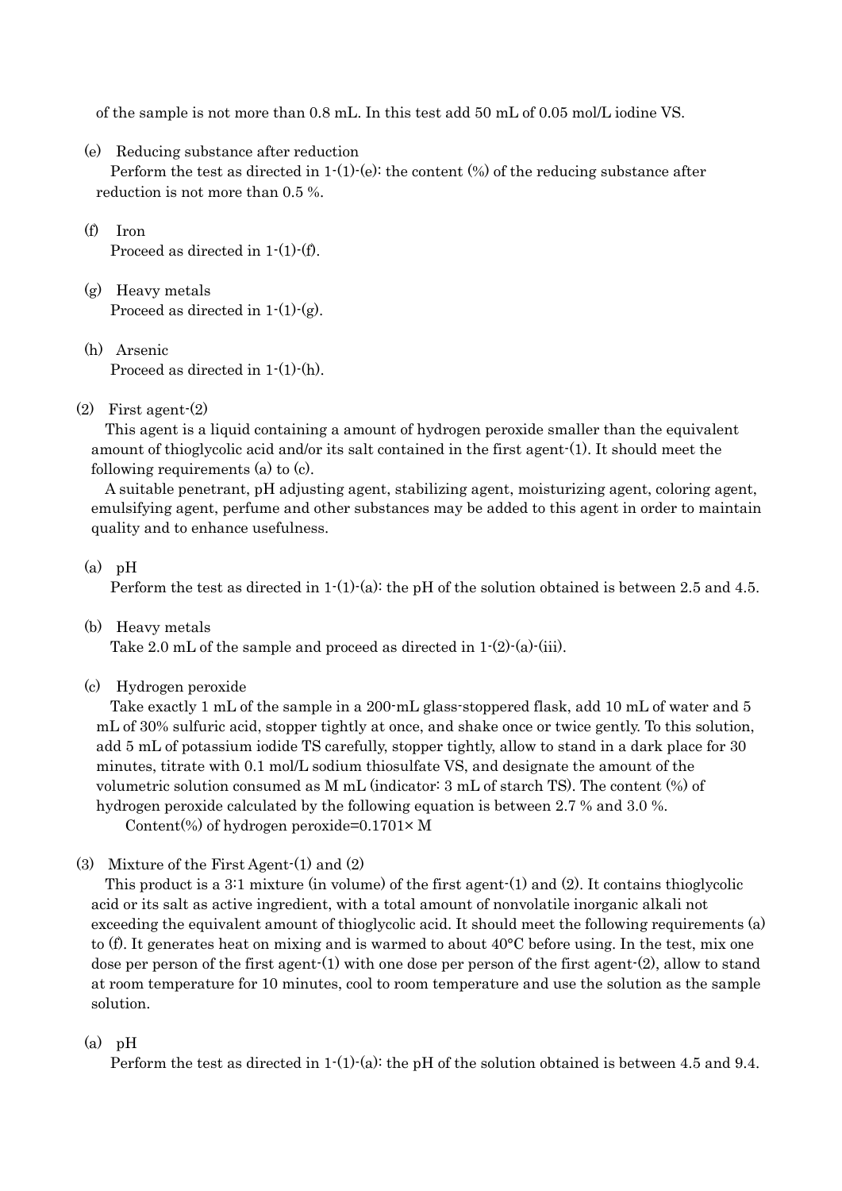of the sample is not more than 0.8 mL. In this test add 50 mL of 0.05 mol/L iodine VS.

(e) Reducing substance after reduction

Perform the test as directed in 1-(1)-(e): the content (%) of the reducing substance after reduction is not more than 0.5 %.

(f) Iron

Proceed as directed in 1-(1)-(f).

(g) Heavy metals

Proceed as directed in 1-(1)-(g).

(h) Arsenic

Proceed as directed in 1-(1)-(h).

(2) First agent-(2)

This agent is a liquid containing a amount of hydrogen peroxide smaller than the equivalent amount of thioglycolic acid and/or its salt contained in the first agent-(1). It should meet the following requirements (a) to (c).

A suitable penetrant, pH adjusting agent, stabilizing agent, moisturizing agent, coloring agent, emulsifying agent, perfume and other substances may be added to this agent in order to maintain quality and to enhance usefulness.

(a) pH

Perform the test as directed in 1-(1)-(a): the pH of the solution obtained is between 2.5 and 4.5.

(b) Heavy metals

Take 2.0 mL of the sample and proceed as directed in 1-(2)-(a)-(iii).

(c) Hydrogen peroxide

Take exactly 1 mL of the sample in a 200-mL glass-stoppered flask, add 10 mL of water and 5 mL of 30% sulfuric acid, stopper tightly at once, and shake once or twice gently. To this solution, add 5 mL of potassium iodide TS carefully, stopper tightly, allow to stand in a dark place for 30 minutes, titrate with 0.1 mol/L sodium thiosulfate VS, and designate the amount of the volumetric solution consumed as M mL (indicator: 3 mL of starch TS). The content (%) of hydrogen peroxide calculated by the following equation is between 2.7 % and 3.0 %.

$$\text{Content(\%) of hydrogen peroxide} = 0.1701 \times M$$

(3) Mixture of the First Agent-(1) and (2)

This product is a 3:1 mixture (in volume) of the first agent-(1) and (2). It contains thioglycolic acid or its salt as active ingredient, with a total amount of nonvolatile inorganic alkali not exceeding the equivalent amount of thioglycolic acid. It should meet the following requirements (a) to (f). It generates heat on mixing and is warmed to about 40°C before using. In the test, mix one dose per person of the first agent-(1) with one dose per person of the first agent-(2), allow to stand at room temperature for 10 minutes, cool to room temperature and use the solution as the sample solution.

(a) pH

Perform the test as directed in 1-(1)-(a): the pH of the solution obtained is between 4.5 and 9.4.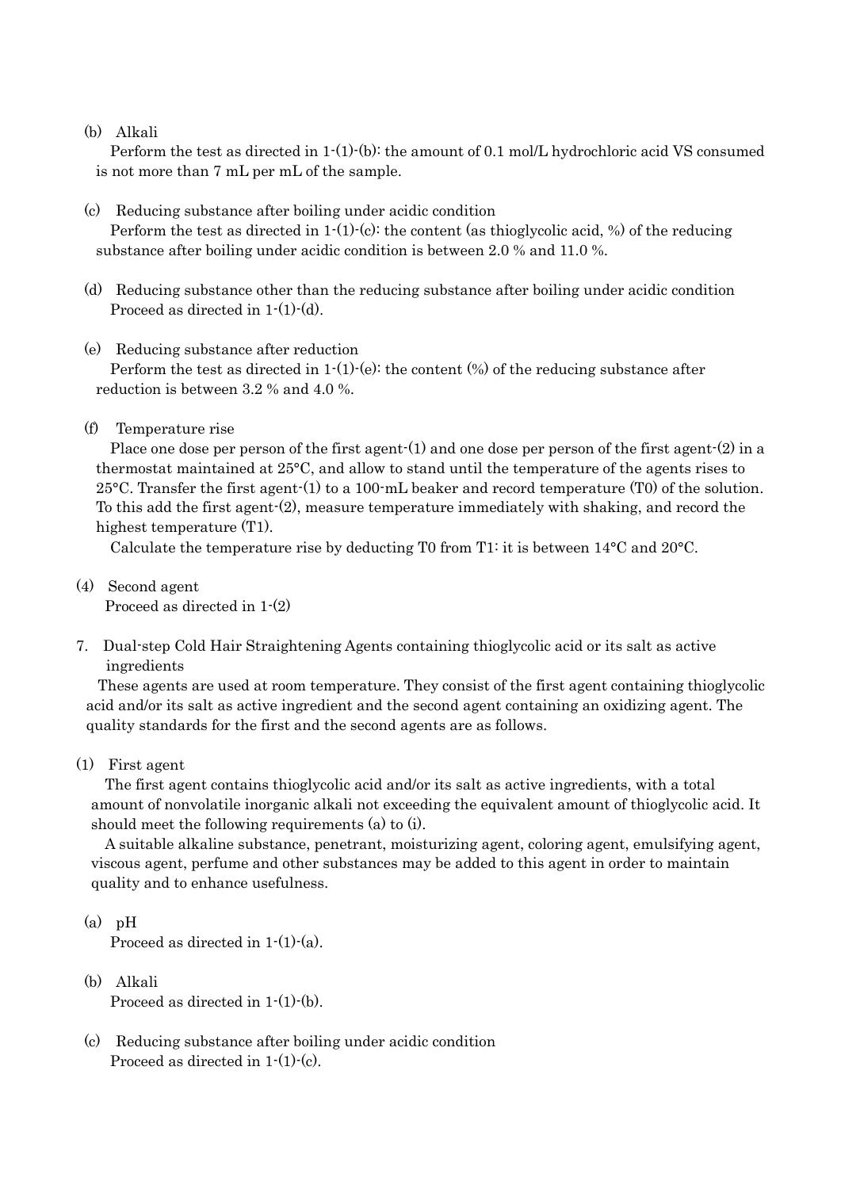(b) Alkali

Perform the test as directed in 1-(1)-(b): the amount of 0.1 mol/L hydrochloric acid VS consumed is not more than 7 mL per mL of the sample.

(c) Reducing substance after boiling under acidic condition

Perform the test as directed in 1-(1)-(c): the content (as thioglycolic acid, %) of the reducing substance after boiling under acidic condition is between 2.0 % and 11.0 %.

(d) Reducing substance other than the reducing substance after boiling under acidic condition

Proceed as directed in 1-(1)-(d).

(e) Reducing substance after reduction

Perform the test as directed in 1-(1)-(e): the content (%) of the reducing substance after reduction is between 3.2 % and 4.0 %.

(f) Temperature rise

Place one dose per person of the first agent-(1) and one dose per person of the first agent-(2) in a thermostat maintained at 25°C, and allow to stand until the temperature of the agents rises to 25°C. Transfer the first agent-(1) to a 100-mL beaker and record temperature ($T0$) of the solution. To this add the first agent-(2), measure temperature immediately with shaking, and record the highest temperature ($T1$).

Calculate the temperature rise by deducting $T0$ from $T1$: it is between 14°C and 20°C.

(4) Second agent

Proceed as directed in 1-(2)

7. Dual-step Cold Hair Straightening Agents containing thioglycolic acid or its salt as active ingredients

These agents are used at room temperature. They consist of the first agent containing thioglycolic acid and/or its salt as active ingredient and the second agent containing an oxidizing agent. The quality standards for the first and the second agents are as follows.

(1) First agent

The first agent contains thioglycolic acid and/or its salt as active ingredients, with a total amount of nonvolatile inorganic alkali not exceeding the equivalent amount of thioglycolic acid. It should meet the following requirements (a) to (i).

A suitable alkaline substance, penetrant, moisturizing agent, coloring agent, emulsifying agent, viscous agent, perfume and other substances may be added to this agent in order to maintain quality and to enhance usefulness.

(a) pH

Proceed as directed in 1-(1)-(a).

(b) Alkali

Proceed as directed in 1-(1)-(b).

(c) Reducing substance after boiling under acidic condition

Proceed as directed in 1-(1)-(c).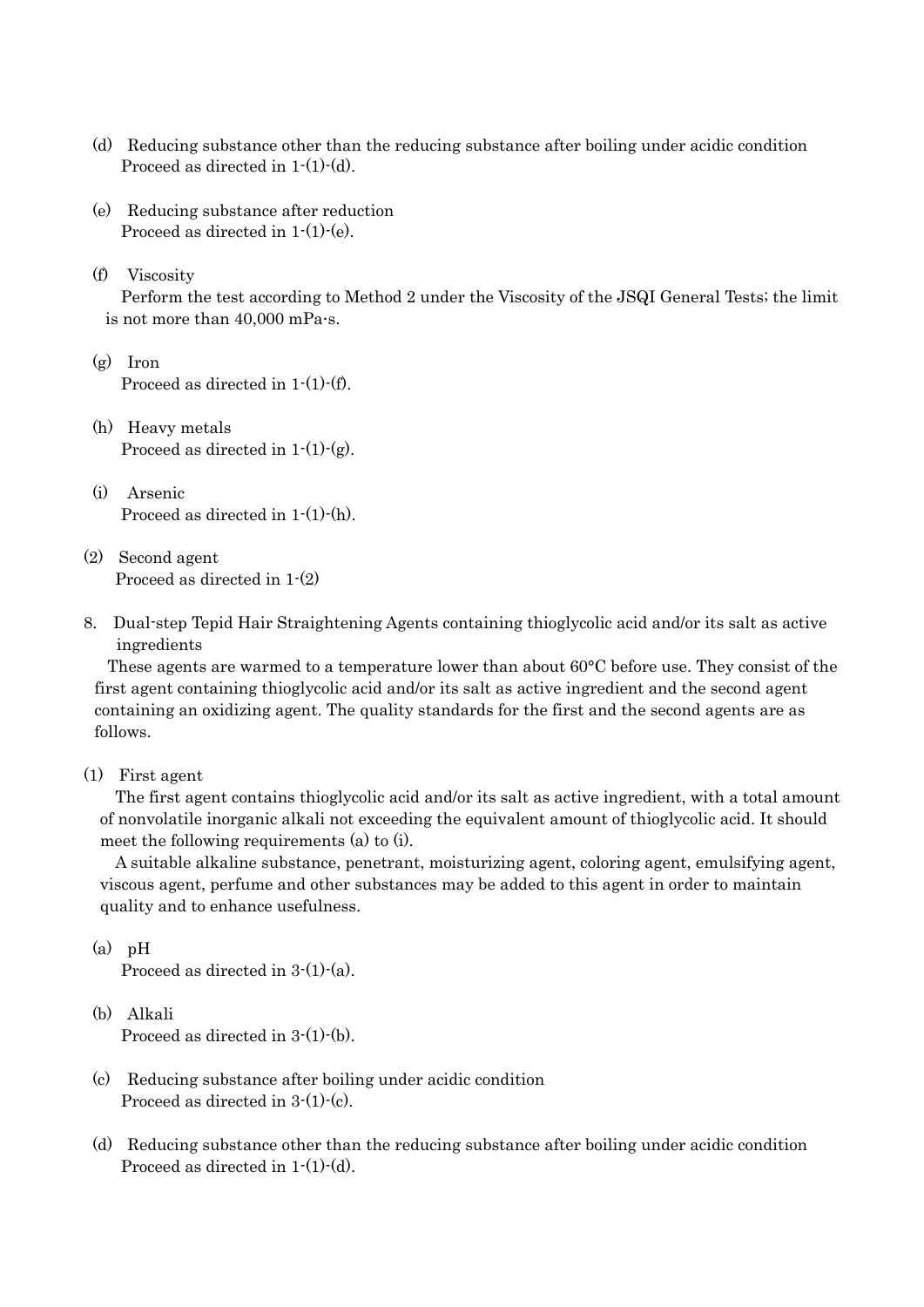(d) Reducing substance other than the reducing substance after boiling under acidic condition

Proceed as directed in 1-(1)-(d).

(e) Reducing substance after reduction

Proceed as directed in 1-(1)-(e).

(f) Viscosity

Perform the test according to Method 2 under the Viscosity of the JSQI General Tests; the limit is not more than 40,000 mPa·s.

(g) Iron

Proceed as directed in 1-(1)-(f).

(h) Heavy metals

Proceed as directed in 1-(1)-(g).

(i) Arsenic

Proceed as directed in 1-(1)-(h).

(2) Second agent

Proceed as directed in 1-(2)

8. Dual-step Tepid Hair Straightening Agents containing thioglycolic acid and/or its salt as active ingredients

These agents are warmed to a temperature lower than about 60°C before use. They consist of the first agent containing thioglycolic acid and/or its salt as active ingredient and the second agent containing an oxidizing agent. The quality standards for the first and the second agents are as follows.

(1) First agent

The first agent contains thioglycolic acid and/or its salt as active ingredient, with a total amount of nonvolatile inorganic alkali not exceeding the equivalent amount of thioglycolic acid. It should meet the following requirements (a) to (i).

A suitable alkaline substance, penetrant, moisturizing agent, coloring agent, emulsifying agent, viscous agent, perfume and other substances may be added to this agent in order to maintain quality and to enhance usefulness.

(a) pH

Proceed as directed in 3-(1)-(a).

(b) Alkali

Proceed as directed in 3-(1)-(b).

(c) Reducing substance after boiling under acidic condition

Proceed as directed in 3-(1)-(c).

(d) Reducing substance other than the reducing substance after boiling under acidic condition

Proceed as directed in 1-(1)-(d).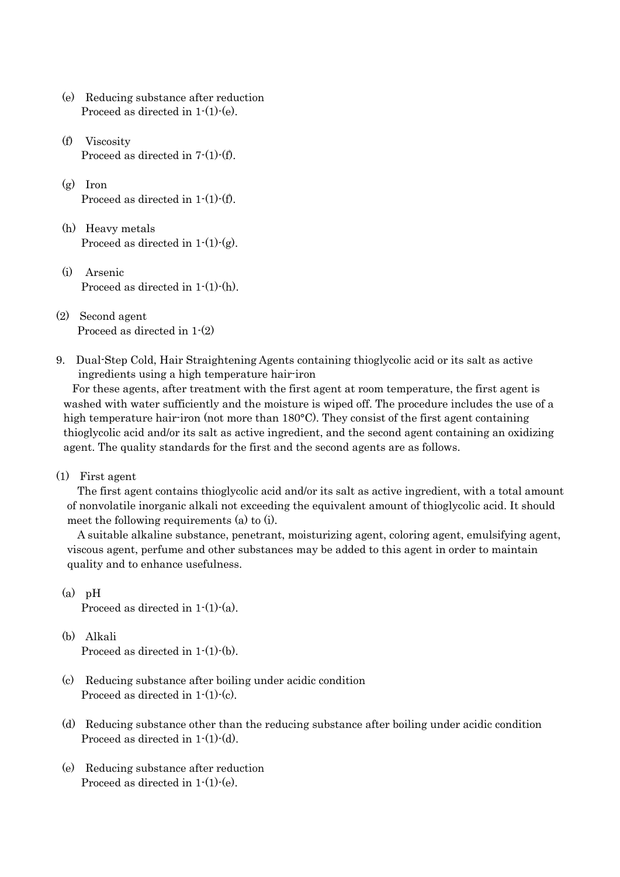(e) Reducing substance after reduction
Proceed as directed in 1-(1)-(e).

(f) Viscosity
Proceed as directed in 7-(1)-(f).

(g) Iron
Proceed as directed in 1-(1)-(f).

(h) Heavy metals
Proceed as directed in 1-(1)-(g).

(i) Arsenic
Proceed as directed in 1-(1)-(h).

(2) Second agent
Proceed as directed in 1-(2)

9. Dual-Step Cold, Hair Straightening Agents containing thioglycolic acid or its salt as active ingredients using a high temperature hair-iron

For these agents, after treatment with the first agent at room temperature, the first agent is washed with water sufficiently and the moisture is wiped off. The procedure includes the use of a high temperature hair-iron (not more than 180°C). They consist of the first agent containing thioglycolic acid and/or its salt as active ingredient, and the second agent containing an oxidizing agent. The quality standards for the first and the second agents are as follows.

(1) First agent

The first agent contains thioglycolic acid and/or its salt as active ingredient, with a total amount of nonvolatile inorganic alkali not exceeding the equivalent amount of thioglycolic acid. It should meet the following requirements (a) to (i).

A suitable alkaline substance, penetrant, moisturizing agent, coloring agent, emulsifying agent, viscous agent, perfume and other substances may be added to this agent in order to maintain quality and to enhance usefulness.

(a) pH
Proceed as directed in 1-(1)-(a).

(b) Alkali
Proceed as directed in 1-(1)-(b).

(c) Reducing substance after boiling under acidic condition
Proceed as directed in 1-(1)-(c).

(d) Reducing substance other than the reducing substance after boiling under acidic condition
Proceed as directed in 1-(1)-(d).

(e) Reducing substance after reduction
Proceed as directed in 1-(1)-(e).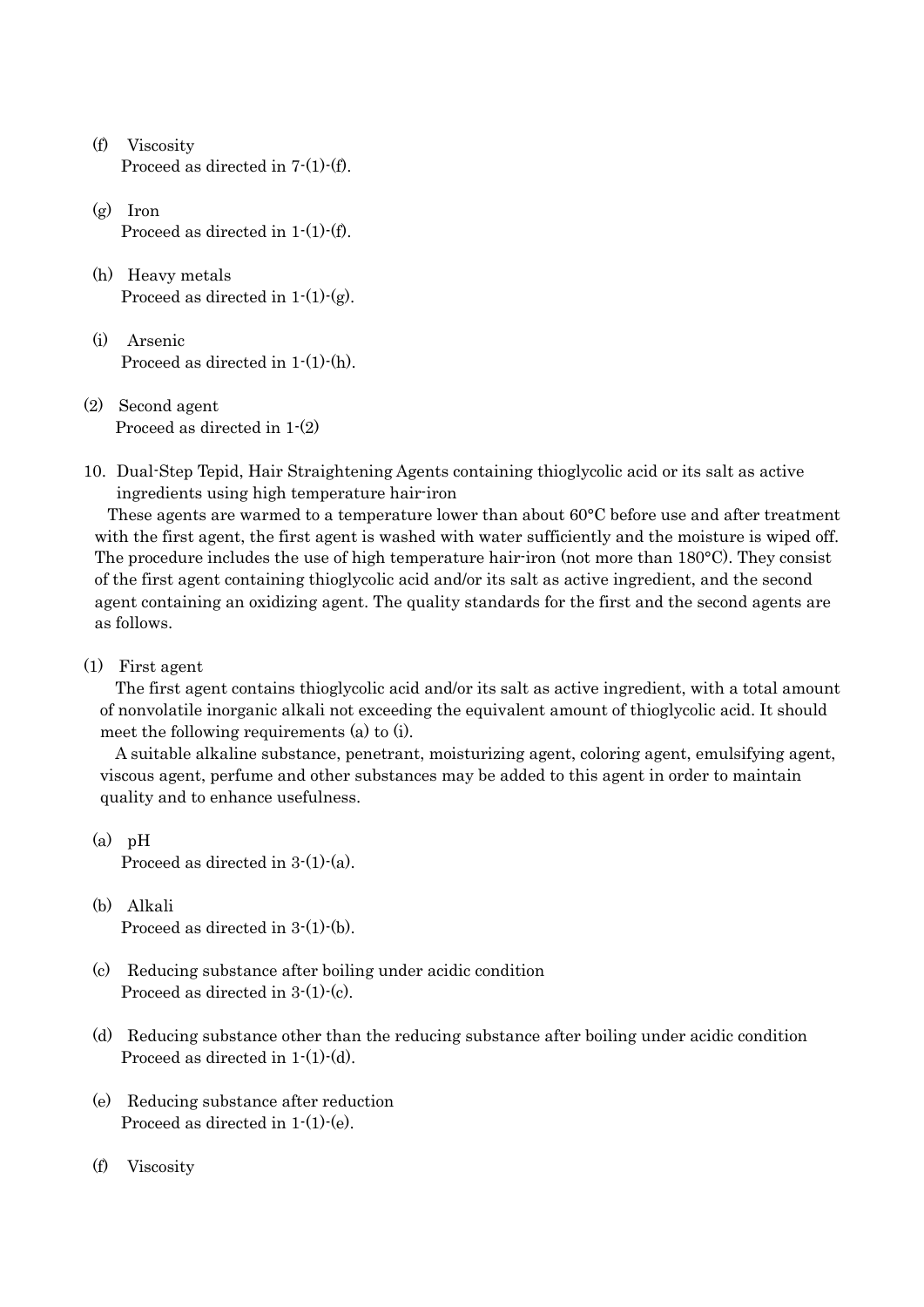(f) Viscosity
Proceed as directed in 7-(1)-(f).

(g) Iron
Proceed as directed in 1-(1)-(f).

(h) Heavy metals
Proceed as directed in 1-(1)-(g).

(i) Arsenic
Proceed as directed in 1-(1)-(h).

(2) Second agent
Proceed as directed in 1-(2)

10. Dual-Step Tepid, Hair Straightening Agents containing thioglycolic acid or its salt as active ingredients using high temperature hair-iron

These agents are warmed to a temperature lower than about 60°C before use and after treatment with the first agent, the first agent is washed with water sufficiently and the moisture is wiped off. The procedure includes the use of high temperature hair-iron (not more than 180°C). They consist of the first agent containing thioglycolic acid and/or its salt as active ingredient, and the second agent containing an oxidizing agent. The quality standards for the first and the second agents are as follows.

(1) First agent

The first agent contains thioglycolic acid and/or its salt as active ingredient, with a total amount of nonvolatile inorganic alkali not exceeding the equivalent amount of thioglycolic acid. It should meet the following requirements (a) to (i).

A suitable alkaline substance, penetrant, moisturizing agent, coloring agent, emulsifying agent, viscous agent, perfume and other substances may be added to this agent in order to maintain quality and to enhance usefulness.

(a) pH
Proceed as directed in 3-(1)-(a).

(b) Alkali
Proceed as directed in 3-(1)-(b).

(c) Reducing substance after boiling under acidic condition
Proceed as directed in 3-(1)-(c).

(d) Reducing substance other than the reducing substance after boiling under acidic condition
Proceed as directed in 1-(1)-(d).

(e) Reducing substance after reduction
Proceed as directed in 1-(1)-(e).

(f) Viscosity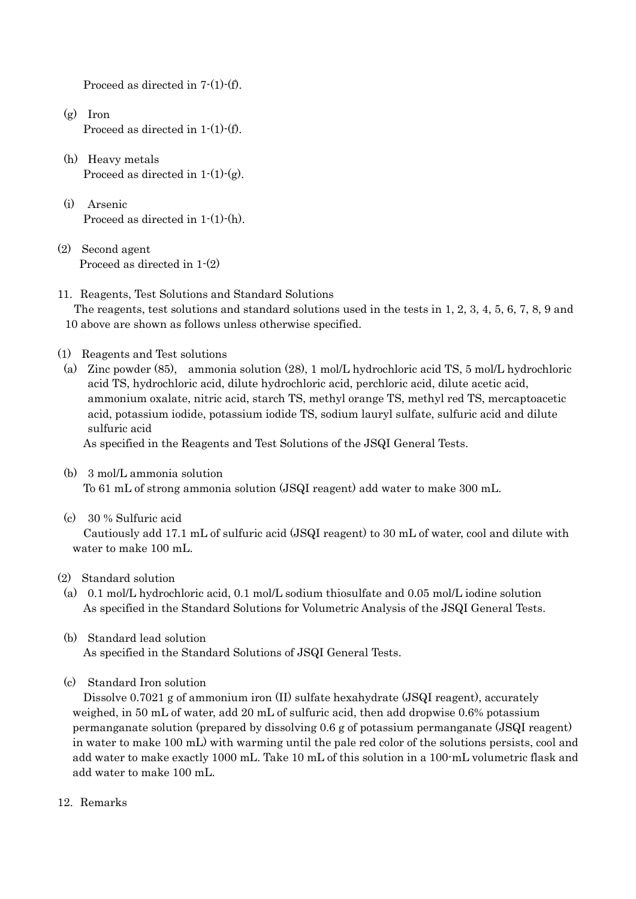Proceed as directed in 7-(1)-(f).

(g) Iron

Proceed as directed in 1-(1)-(f).

(h) Heavy metals

Proceed as directed in 1-(1)-(g).

(i) Arsenic

Proceed as directed in 1-(1)-(h).

(2) Second agent

Proceed as directed in 1-(2)

11. Reagents, Test Solutions and Standard Solutions

The reagents, test solutions and standard solutions used in the tests in 1, 2, 3, 4, 5, 6, 7, 8, 9 and 10 above are shown as follows unless otherwise specified.

(1) Reagents and Test solutions

(a) Zinc powder (85), ammonia solution (28), 1 mol/L hydrochloric acid TS, 5 mol/L hydrochloric acid TS, hydrochloric acid, dilute hydrochloric acid, perchloric acid, dilute acetic acid, ammonium oxalate, nitric acid, starch TS, methyl orange TS, methyl red TS, mercaptoacetic acid, potassium iodide, potassium iodide TS, sodium lauryl sulfate, sulfuric acid and dilute sulfuric acid

As specified in the Reagents and Test Solutions of the JSQI General Tests.

(b) 3 mol/L ammonia solution

To 61 mL of strong ammonia solution (JSQI reagent) add water to make 300 mL.

(c) 30 % Sulfuric acid

Cautiously add 17.1 mL of sulfuric acid (JSQI reagent) to 30 mL of water, cool and dilute with water to make 100 mL.

(2) Standard solution

(a) 0.1 mol/L hydrochloric acid, 0.1 mol/L sodium thiosulfate and 0.05 mol/L iodine solution

As specified in the Standard Solutions for Volumetric Analysis of the JSQI General Tests.

(b) Standard lead solution

As specified in the Standard Solutions of JSQI General Tests.

(c) Standard Iron solution

Dissolve 0.7021 g of ammonium iron (II) sulfate hexahydrate (JSQI reagent), accurately weighed, in 50 mL of water, add 20 mL of sulfuric acid, then add dropwise 0.6% potassium permanganate solution (prepared by dissolving 0.6 g of potassium permanganate (JSQI reagent) in water to make 100 mL) with warming until the pale red color of the solutions persists, cool and add water to make exactly 1000 mL. Take 10 mL of this solution in a 100-mL volumetric flask and add water to make 100 mL.

12. Remarks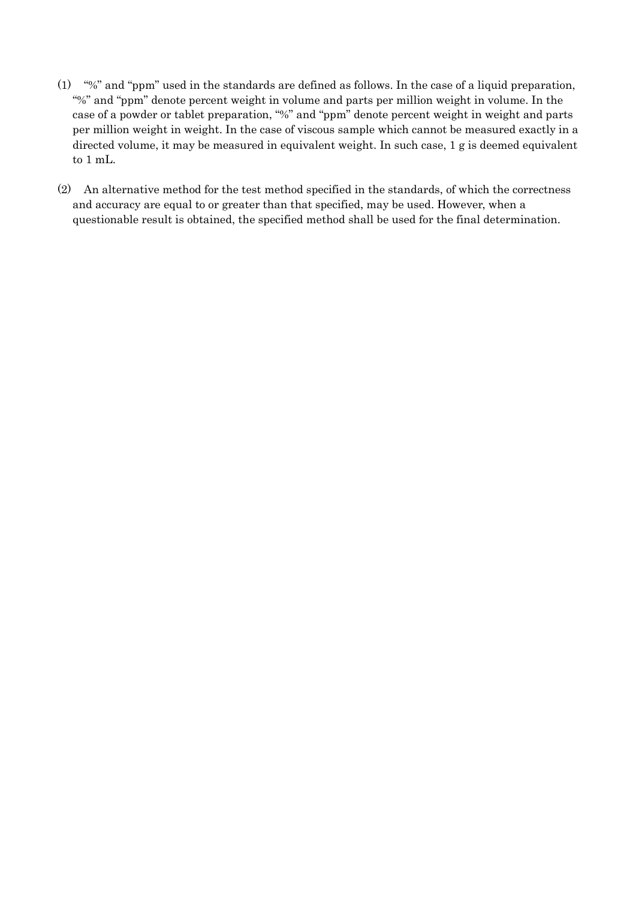(1) "%" and "ppm" used in the standards are defined as follows. In the case of a liquid preparation, "%" and "ppm" denote percent weight in volume and parts per million weight in volume. In the case of a powder or tablet preparation, "%" and "ppm" denote percent weight in weight and parts per million weight in weight. In the case of viscous sample which cannot be measured exactly in a directed volume, it may be measured in equivalent weight. In such case, 1 g is deemed equivalent to 1 mL.

(2) An alternative method for the test method specified in the standards, of which the correctness and accuracy are equal to or greater than that specified, may be used. However, when a questionable result is obtained, the specified method shall be used for the final determination.